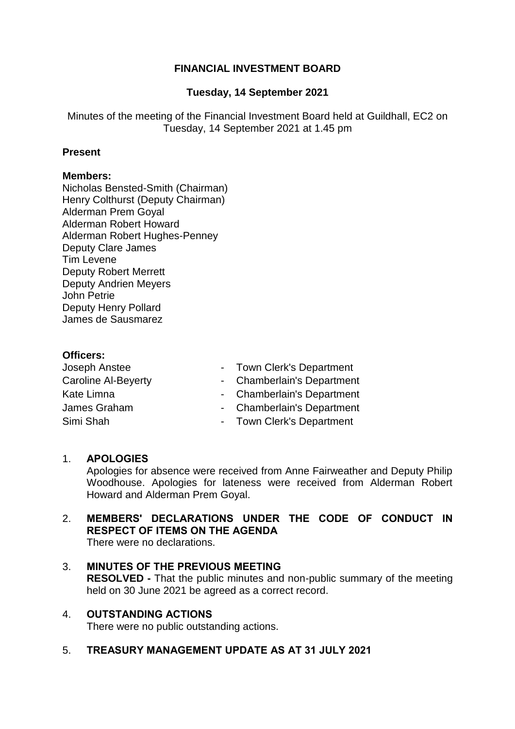# FINANCIAL INVESTMENT BOARD

## Tuesday, 14 September 2021

Minutes of the meeting of the Financial Investment Board held at Guildhall, EC2 on Tuesday, 14 September 2021 at 1.45 pm

**Present**

**Members:**
Nicholas Bensted-Smith (Chairman)
Henry Colthurst (Deputy Chairman)
Alderman Prem Goyal
Alderman Robert Howard
Alderman Robert Hughes-Penney
Deputy Clare James
Tim Levene
Deputy Robert Merrett
Deputy Andrien Meyers
John Petrie
Deputy Henry Pollard
James de Sausmarez

**Officers:**

| | | |
|---|---|---|
| Joseph Anstee | - | Town Clerk's Department |
| Caroline Al-Beyerty | - | Chamberlain's Department |
| Kate Limna | - | Chamberlain's Department |
| James Graham | - | Chamberlain's Department |
| Simi Shah | - | Town Clerk's Department |

1. **APOLOGIES**
   Apologies for absence were received from Anne Fairweather and Deputy Philip Woodhouse. Apologies for lateness were received from Alderman Robert Howard and Alderman Prem Goyal.

2. **MEMBERS' DECLARATIONS UNDER THE CODE OF CONDUCT IN RESPECT OF ITEMS ON THE AGENDA**
   There were no declarations.

3. **MINUTES OF THE PREVIOUS MEETING**
   **RESOLVED -** That the public minutes and non-public summary of the meeting held on 30 June 2021 be agreed as a correct record.

4. **OUTSTANDING ACTIONS**
   There were no public outstanding actions.

5. **TREASURY MANAGEMENT UPDATE AS AT 31 JULY 2021**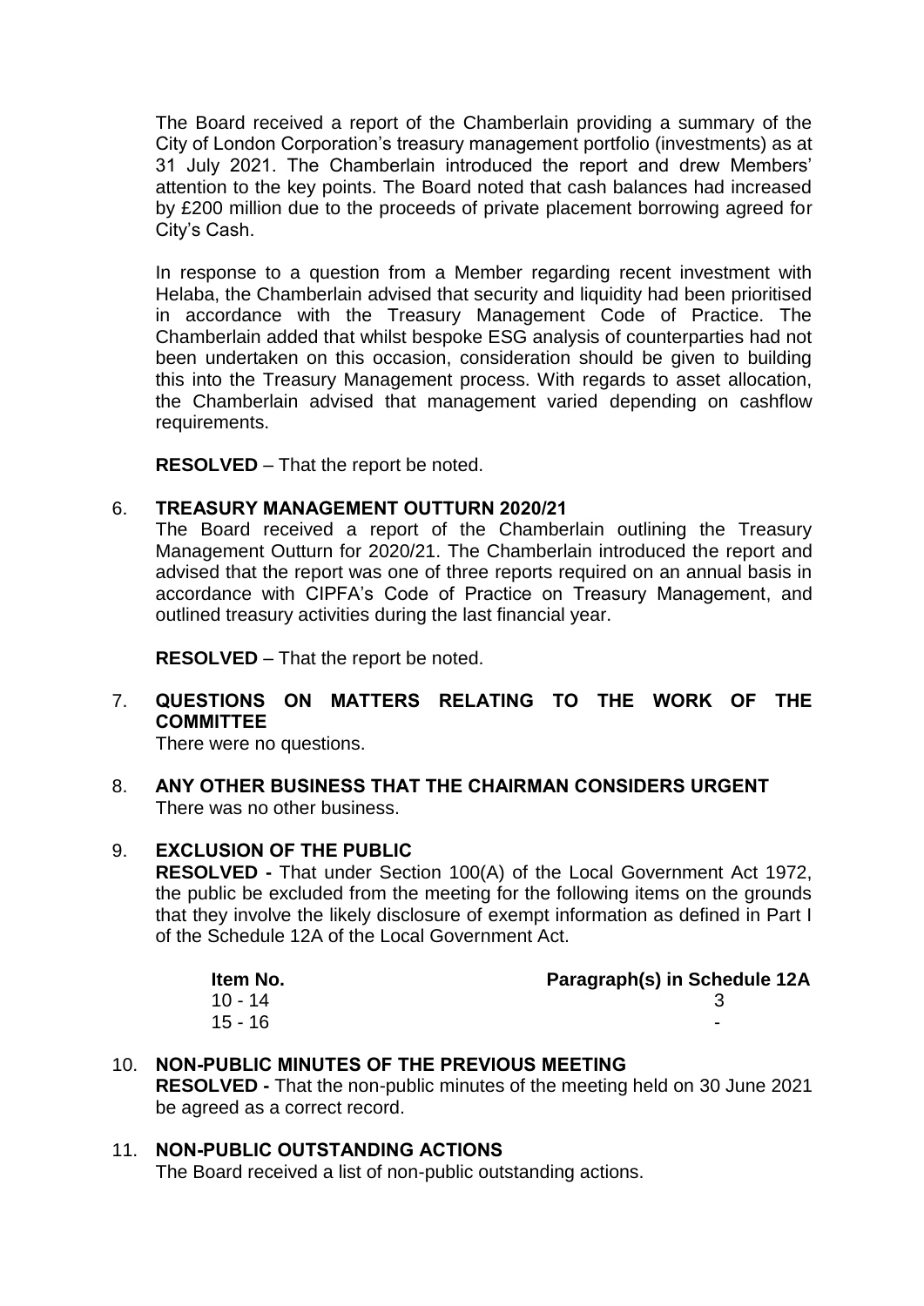The Board received a report of the Chamberlain providing a summary of the City of London Corporation's treasury management portfolio (investments) as at 31 July 2021. The Chamberlain introduced the report and drew Members' attention to the key points. The Board noted that cash balances had increased by £200 million due to the proceeds of private placement borrowing agreed for City's Cash.

In response to a question from a Member regarding recent investment with Helaba, the Chamberlain advised that security and liquidity had been prioritised in accordance with the Treasury Management Code of Practice. The Chamberlain added that whilst bespoke ESG analysis of counterparties had not been undertaken on this occasion, consideration should be given to building this into the Treasury Management process. With regards to asset allocation, the Chamberlain advised that management varied depending on cashflow requirements.

**RESOLVED** – That the report be noted.

## 6. TREASURY MANAGEMENT OUTTURN 2020/21

The Board received a report of the Chamberlain outlining the Treasury Management Outturn for 2020/21. The Chamberlain introduced the report and advised that the report was one of three reports required on an annual basis in accordance with CIPFA's Code of Practice on Treasury Management, and outlined treasury activities during the last financial year.

**RESOLVED** – That the report be noted.

## 7. QUESTIONS ON MATTERS RELATING TO THE WORK OF THE COMMITTEE

There were no questions.

## 8. ANY OTHER BUSINESS THAT THE CHAIRMAN CONSIDERS URGENT

There was no other business.

## 9. EXCLUSION OF THE PUBLIC

**RESOLVED -** That under Section 100(A) of the Local Government Act 1972, the public be excluded from the meeting for the following items on the grounds that they involve the likely disclosure of exempt information as defined in Part I of the Schedule 12A of the Local Government Act.

| Item No. | Paragraph(s) in Schedule 12A |
|---|---|
| 10 - 14 | 3 |
| 15 - 16 | - |

## 10. NON-PUBLIC MINUTES OF THE PREVIOUS MEETING

**RESOLVED -** That the non-public minutes of the meeting held on 30 June 2021 be agreed as a correct record.

## 11. NON-PUBLIC OUTSTANDING ACTIONS

The Board received a list of non-public outstanding actions.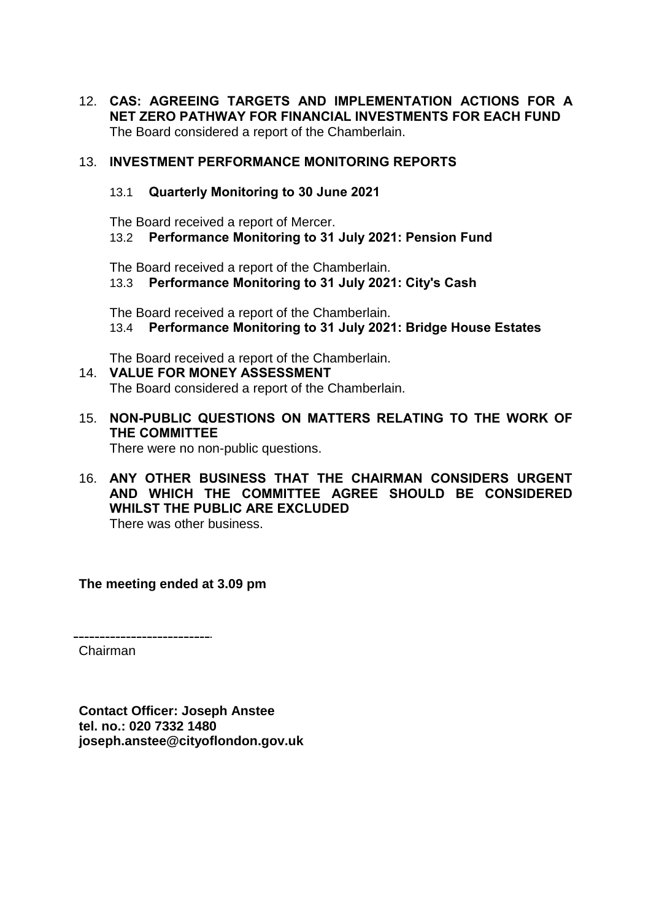12. **CAS: AGREEING TARGETS AND IMPLEMENTATION ACTIONS FOR A NET ZERO PATHWAY FOR FINANCIAL INVESTMENTS FOR EACH FUND**
    The Board considered a report of the Chamberlain.

13. **INVESTMENT PERFORMANCE MONITORING REPORTS**

    13.1 **Quarterly Monitoring to 30 June 2021**

    The Board received a report of Mercer.

    13.2 **Performance Monitoring to 31 July 2021: Pension Fund**

    The Board received a report of the Chamberlain.

    13.3 **Performance Monitoring to 31 July 2021: City's Cash**

    The Board received a report of the Chamberlain.

    13.4 **Performance Monitoring to 31 July 2021: Bridge House Estates**

    The Board received a report of the Chamberlain.

14. **VALUE FOR MONEY ASSESSMENT**
    The Board considered a report of the Chamberlain.

15. **NON-PUBLIC QUESTIONS ON MATTERS RELATING TO THE WORK OF THE COMMITTEE**
    There were no non-public questions.

16. **ANY OTHER BUSINESS THAT THE CHAIRMAN CONSIDERS URGENT AND WHICH THE COMMITTEE AGREE SHOULD BE CONSIDERED WHILST THE PUBLIC ARE EXCLUDED**
    There was other business.

**The meeting ended at 3.09 pm**

---------------------------

Chairman

**Contact Officer: Joseph Anstee**
**tel. no.: 020 7332 1480**
**joseph.anstee@cityoflondon.gov.uk**